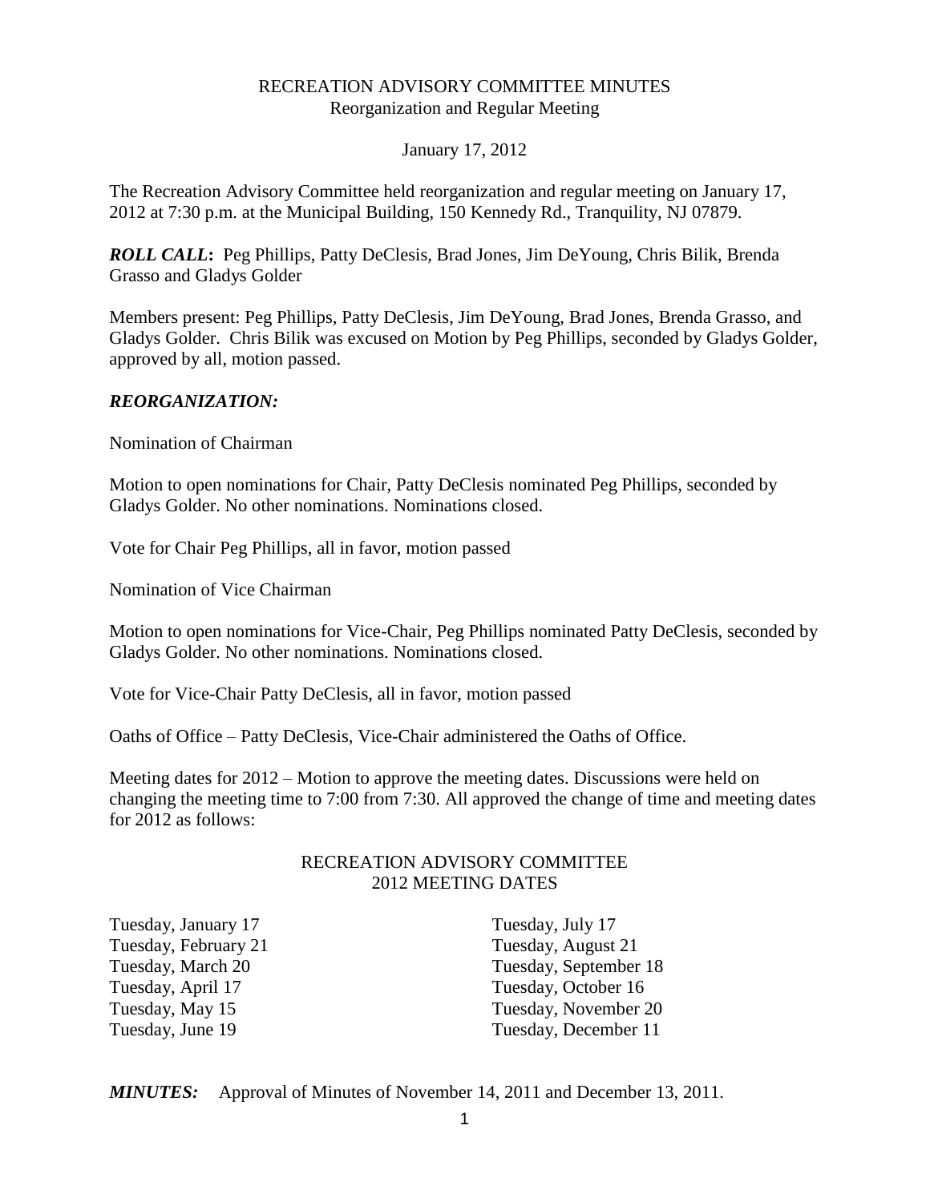# RECREATION ADVISORY COMMITTEE MINUTES

Reorganization and Regular Meeting

January 17, 2012

The Recreation Advisory Committee held reorganization and regular meeting on January 17, 2012 at 7:30 p.m. at the Municipal Building, 150 Kennedy Rd., Tranquility, NJ 07879.

***ROLL CALL*:** Peg Phillips, Patty DeClesis, Brad Jones, Jim DeYoung, Chris Bilik, Brenda Grasso and Gladys Golder

Members present: Peg Phillips, Patty DeClesis, Jim DeYoung, Brad Jones, Brenda Grasso, and Gladys Golder. Chris Bilik was excused on Motion by Peg Phillips, seconded by Gladys Golder, approved by all, motion passed.

***REORGANIZATION:***

Nomination of Chairman

Motion to open nominations for Chair, Patty DeClesis nominated Peg Phillips, seconded by Gladys Golder. No other nominations. Nominations closed.

Vote for Chair Peg Phillips, all in favor, motion passed

Nomination of Vice Chairman

Motion to open nominations for Vice-Chair, Peg Phillips nominated Patty DeClesis, seconded by Gladys Golder. No other nominations. Nominations closed.

Vote for Vice-Chair Patty DeClesis, all in favor, motion passed

Oaths of Office – Patty DeClesis, Vice-Chair administered the Oaths of Office.

Meeting dates for 2012 – Motion to approve the meeting dates. Discussions were held on changing the meeting time to 7:00 from 7:30. All approved the change of time and meeting dates for 2012 as follows:

RECREATION ADVISORY COMMITTEE
2012 MEETING DATES

| | |
|---|---|
| Tuesday, January 17 | Tuesday, July 17 |
| Tuesday, February 21 | Tuesday, August 21 |
| Tuesday, March 20 | Tuesday, September 18 |
| Tuesday, April 17 | Tuesday, October 16 |
| Tuesday, May 15 | Tuesday, November 20 |
| Tuesday, June 19 | Tuesday, December 11 |

***MINUTES:*** Approval of Minutes of November 14, 2011 and December 13, 2011.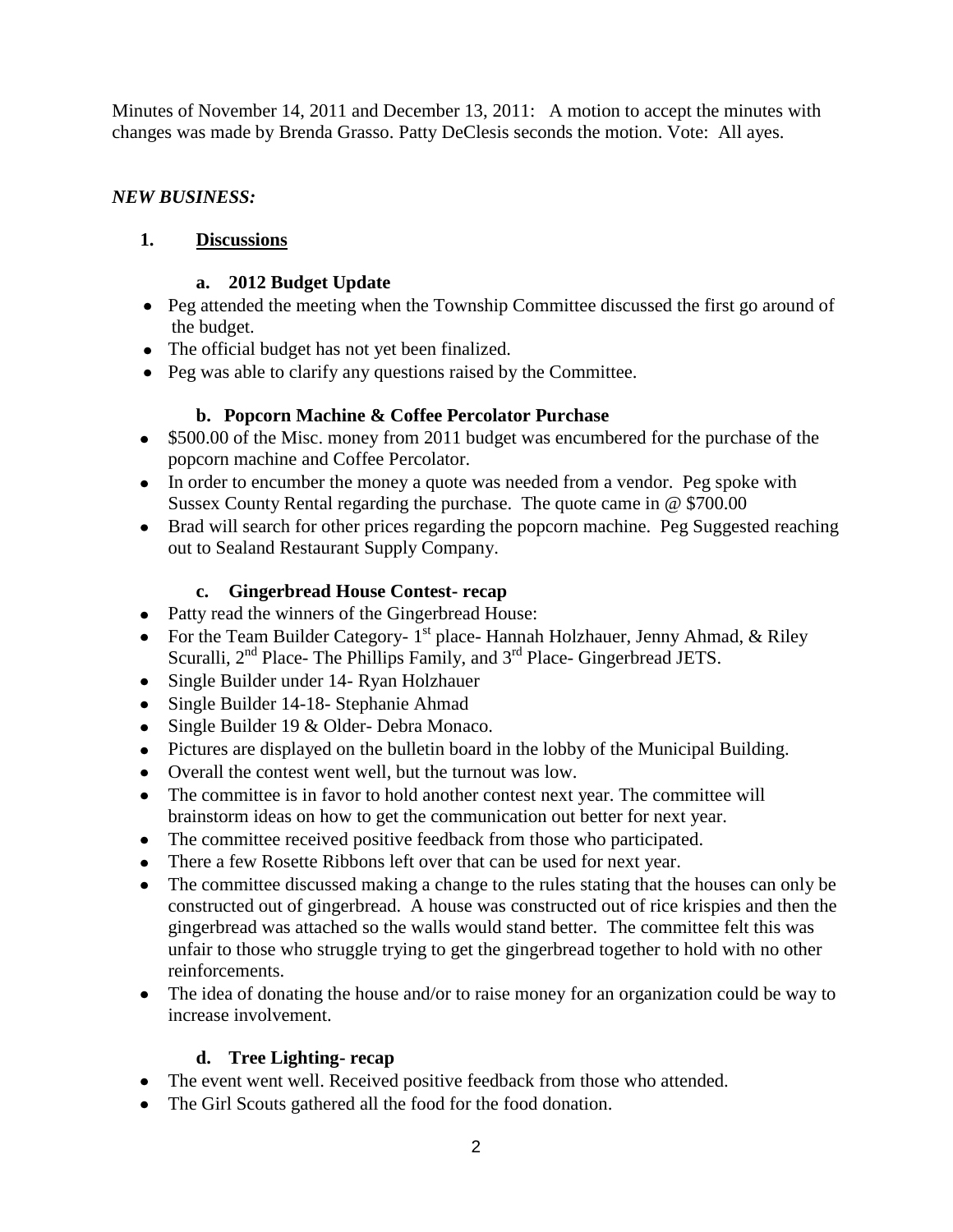Minutes of November 14, 2011 and December 13, 2011: A motion to accept the minutes with changes was made by Brenda Grasso. Patty DeClesis seconds the motion. Vote: All ayes.

***NEW BUSINESS:***

**1. <u>Discussions</u>**

**a. 2012 Budget Update**

- Peg attended the meeting when the Township Committee discussed the first go around of the budget.
- The official budget has not yet been finalized.
- Peg was able to clarify any questions raised by the Committee.

**b. Popcorn Machine & Coffee Percolator Purchase**

- \$500.00 of the Misc. money from 2011 budget was encumbered for the purchase of the popcorn machine and Coffee Percolator.
- In order to encumber the money a quote was needed from a vendor. Peg spoke with Sussex County Rental regarding the purchase. The quote came in @ \$700.00
- Brad will search for other prices regarding the popcorn machine. Peg Suggested reaching out to Sealand Restaurant Supply Company.

**c. Gingerbread House Contest- recap**

- Patty read the winners of the Gingerbread House:
- For the Team Builder Category- 1st place- Hannah Holzhauer, Jenny Ahmad, & Riley Scuralli, 2nd Place- The Phillips Family, and 3rd Place- Gingerbread JETS.
- Single Builder under 14- Ryan Holzhauer
- Single Builder 14-18- Stephanie Ahmad
- Single Builder 19 & Older- Debra Monaco.
- Pictures are displayed on the bulletin board in the lobby of the Municipal Building.
- Overall the contest went well, but the turnout was low.
- The committee is in favor to hold another contest next year. The committee will brainstorm ideas on how to get the communication out better for next year.
- The committee received positive feedback from those who participated.
- There a few Rosette Ribbons left over that can be used for next year.
- The committee discussed making a change to the rules stating that the houses can only be constructed out of gingerbread. A house was constructed out of rice krispies and then the gingerbread was attached so the walls would stand better. The committee felt this was unfair to those who struggle trying to get the gingerbread together to hold with no other reinforcements.
- The idea of donating the house and/or to raise money for an organization could be way to increase involvement.

**d. Tree Lighting- recap**

- The event went well. Received positive feedback from those who attended.
- The Girl Scouts gathered all the food for the food donation.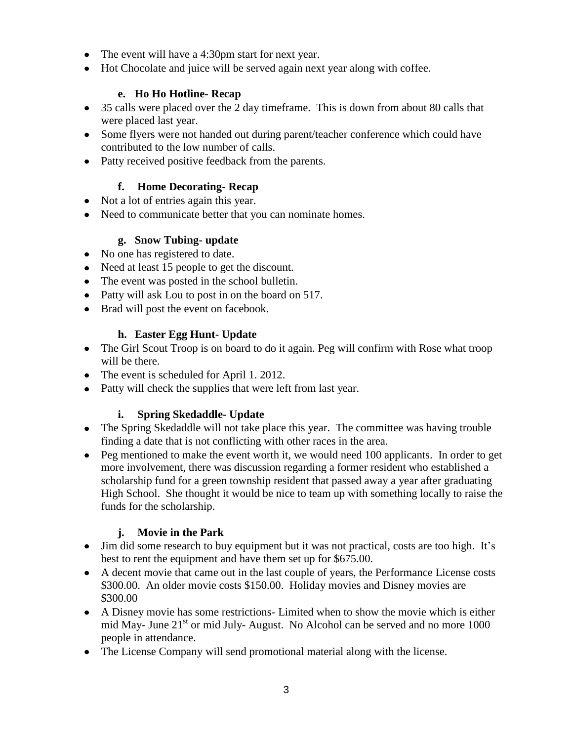- The event will have a 4:30pm start for next year.
- Hot Chocolate and juice will be served again next year along with coffee.

**e. Ho Ho Hotline- Recap**

- 35 calls were placed over the 2 day timeframe. This is down from about 80 calls that were placed last year.
- Some flyers were not handed out during parent/teacher conference which could have contributed to the low number of calls.
- Patty received positive feedback from the parents.

**f. Home Decorating- Recap**

- Not a lot of entries again this year.
- Need to communicate better that you can nominate homes.

**g. Snow Tubing- update**

- No one has registered to date.
- Need at least 15 people to get the discount.
- The event was posted in the school bulletin.
- Patty will ask Lou to post in on the board on 517.
- Brad will post the event on facebook.

**h. Easter Egg Hunt- Update**

- The Girl Scout Troop is on board to do it again. Peg will confirm with Rose what troop will be there.
- The event is scheduled for April 1. 2012.
- Patty will check the supplies that were left from last year.

**i. Spring Skedaddle- Update**

- The Spring Skedaddle will not take place this year. The committee was having trouble finding a date that is not conflicting with other races in the area.
- Peg mentioned to make the event worth it, we would need 100 applicants. In order to get more involvement, there was discussion regarding a former resident who established a scholarship fund for a green township resident that passed away a year after graduating High School. She thought it would be nice to team up with something locally to raise the funds for the scholarship.

**j. Movie in the Park**

- Jim did some research to buy equipment but it was not practical, costs are too high. It's best to rent the equipment and have them set up for $675.00.
- A decent movie that came out in the last couple of years, the Performance License costs $300.00. An older movie costs $150.00. Holiday movies and Disney movies are $300.00
- A Disney movie has some restrictions- Limited when to show the movie which is either mid May- June 21st or mid July- August. No Alcohol can be served and no more 1000 people in attendance.
- The License Company will send promotional material along with the license.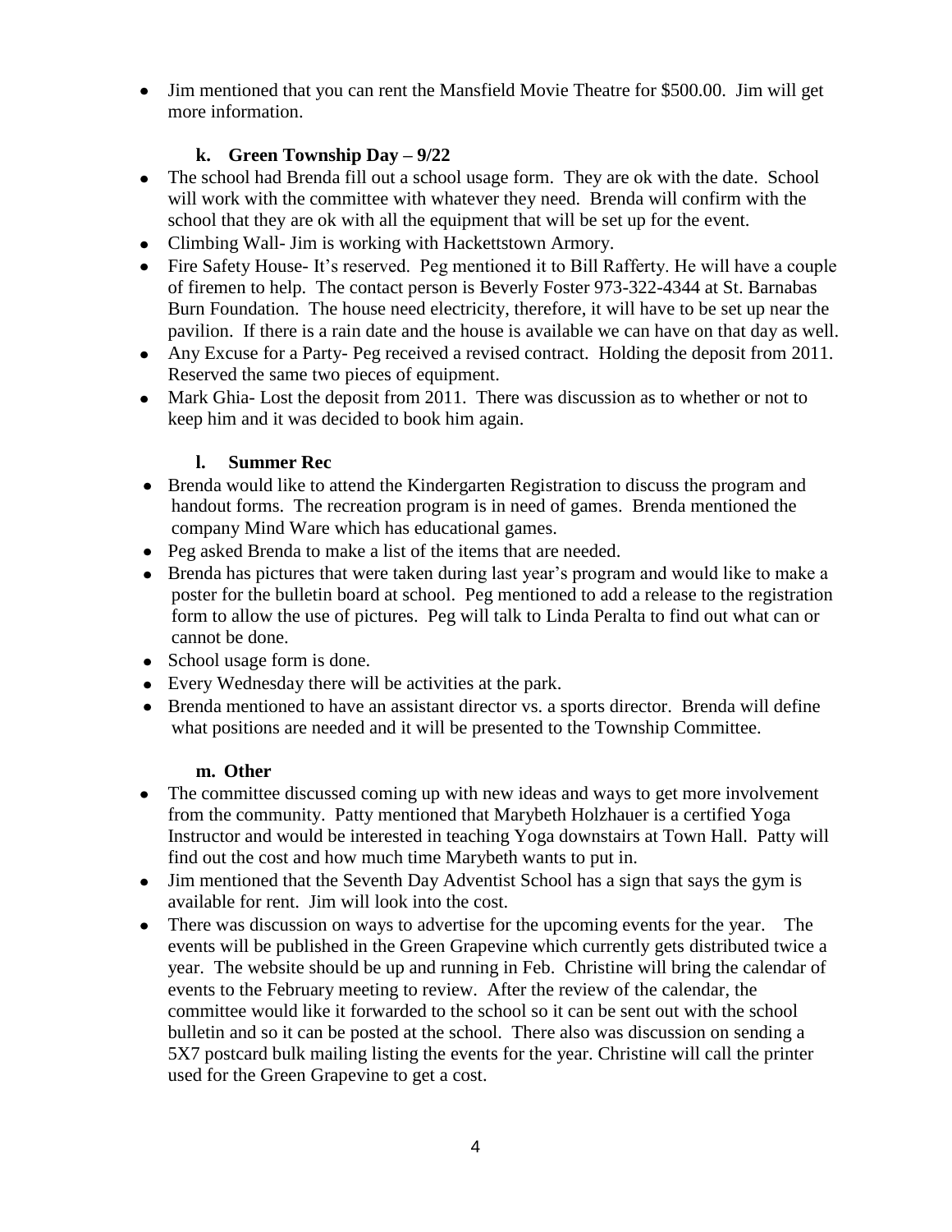- Jim mentioned that you can rent the Mansfield Movie Theatre for $500.00. Jim will get more information.

### k. Green Township Day – 9/22

- The school had Brenda fill out a school usage form. They are ok with the date. School will work with the committee with whatever they need. Brenda will confirm with the school that they are ok with all the equipment that will be set up for the event.
- Climbing Wall- Jim is working with Hackettstown Armory.
- Fire Safety House- It's reserved. Peg mentioned it to Bill Rafferty. He will have a couple of firemen to help. The contact person is Beverly Foster 973-322-4344 at St. Barnabas Burn Foundation. The house need electricity, therefore, it will have to be set up near the pavilion. If there is a rain date and the house is available we can have on that day as well.
- Any Excuse for a Party- Peg received a revised contract. Holding the deposit from 2011. Reserved the same two pieces of equipment.
- Mark Ghia- Lost the deposit from 2011. There was discussion as to whether or not to keep him and it was decided to book him again.

### l. Summer Rec

- Brenda would like to attend the Kindergarten Registration to discuss the program and handout forms. The recreation program is in need of games. Brenda mentioned the company Mind Ware which has educational games.
- Peg asked Brenda to make a list of the items that are needed.
- Brenda has pictures that were taken during last year's program and would like to make a poster for the bulletin board at school. Peg mentioned to add a release to the registration form to allow the use of pictures. Peg will talk to Linda Peralta to find out what can or cannot be done.
- School usage form is done.
- Every Wednesday there will be activities at the park.
- Brenda mentioned to have an assistant director vs. a sports director. Brenda will define what positions are needed and it will be presented to the Township Committee.

### m. Other

- The committee discussed coming up with new ideas and ways to get more involvement from the community. Patty mentioned that Marybeth Holzhauer is a certified Yoga Instructor and would be interested in teaching Yoga downstairs at Town Hall. Patty will find out the cost and how much time Marybeth wants to put in.
- Jim mentioned that the Seventh Day Adventist School has a sign that says the gym is available for rent. Jim will look into the cost.
- There was discussion on ways to advertise for the upcoming events for the year. The events will be published in the Green Grapevine which currently gets distributed twice a year. The website should be up and running in Feb. Christine will bring the calendar of events to the February meeting to review. After the review of the calendar, the committee would like it forwarded to the school so it can be sent out with the school bulletin and so it can be posted at the school. There also was discussion on sending a 5X7 postcard bulk mailing listing the events for the year. Christine will call the printer used for the Green Grapevine to get a cost.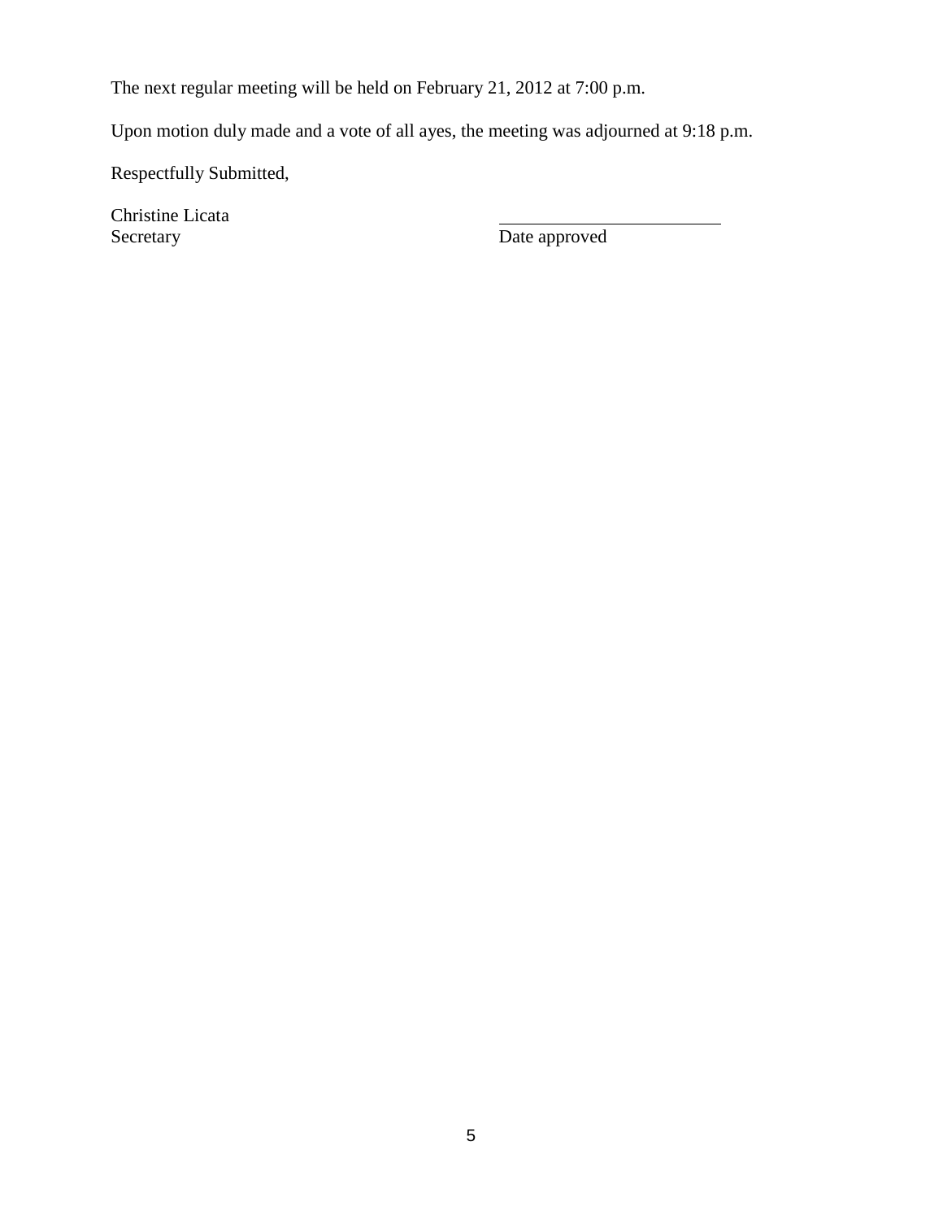The next regular meeting will be held on February 21, 2012 at 7:00 p.m.

Upon motion duly made and a vote of all ayes, the meeting was adjourned at 9:18 p.m.

Respectfully Submitted,

Christine Licata
Secretary

\_\_\_\_\_\_\_\_\_\_\_\_\_\_\_\_\_\_\_\_\_\_\_\_
Date approved